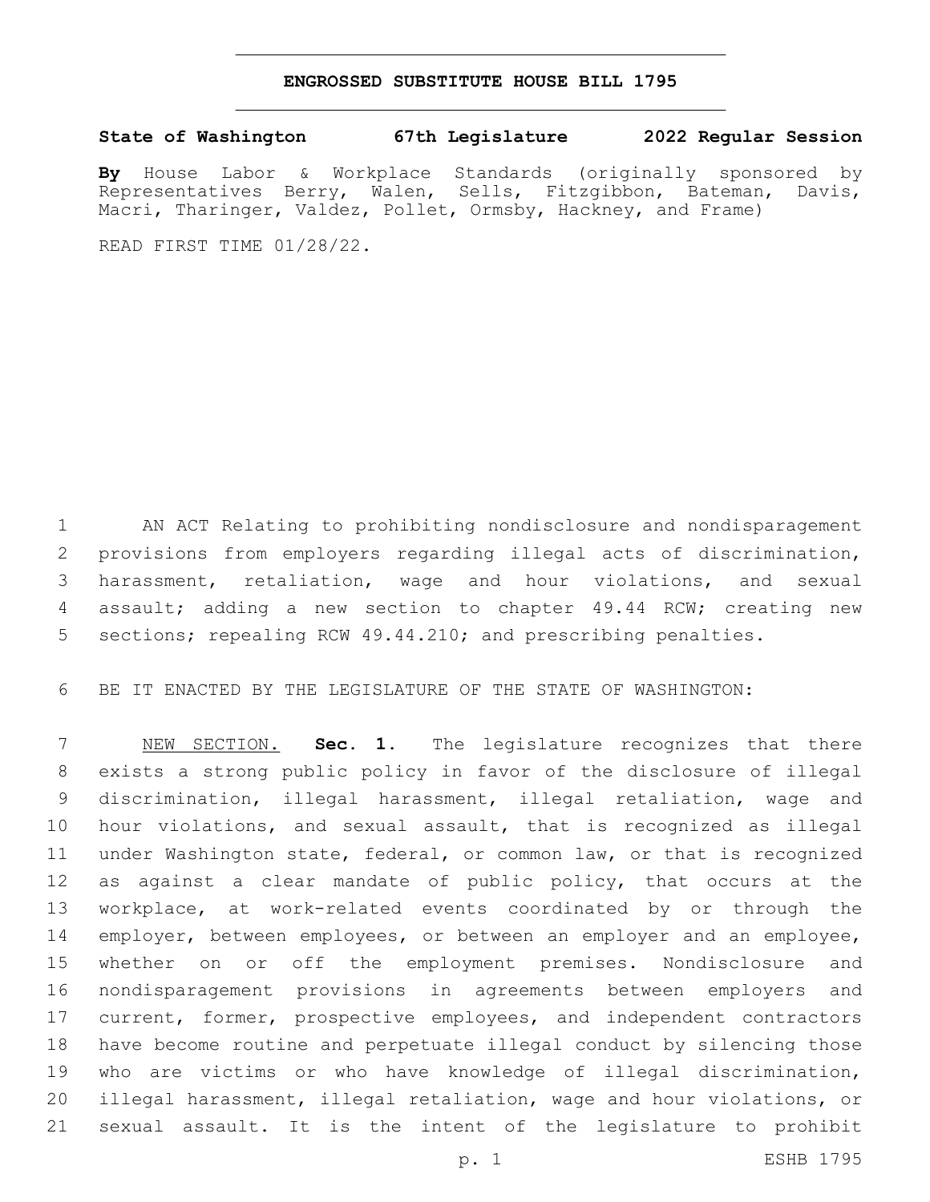# ENGROSSED SUBSTITUTE HOUSE BILL 1795

**State of Washington 67th Legislature 2022 Regular Session**

**By** House Labor & Workplace Standards (originally sponsored by Representatives Berry, Walen, Sells, Fitzgibbon, Bateman, Davis, Macri, Tharinger, Valdez, Pollet, Ormsby, Hackney, and Frame)

READ FIRST TIME 01/28/22.

AN ACT Relating to prohibiting nondisclosure and nondisparagement provisions from employers regarding illegal acts of discrimination, harassment, retaliation, wage and hour violations, and sexual assault; adding a new section to chapter 49.44 RCW; creating new sections; repealing RCW 49.44.210; and prescribing penalties.

BE IT ENACTED BY THE LEGISLATURE OF THE STATE OF WASHINGTON:

NEW SECTION. **Sec. 1.** The legislature recognizes that there exists a strong public policy in favor of the disclosure of illegal discrimination, illegal harassment, illegal retaliation, wage and hour violations, and sexual assault, that is recognized as illegal under Washington state, federal, or common law, or that is recognized as against a clear mandate of public policy, that occurs at the workplace, at work-related events coordinated by or through the employer, between employees, or between an employer and an employee, whether on or off the employment premises. Nondisclosure and nondisparagement provisions in agreements between employers and current, former, prospective employees, and independent contractors have become routine and perpetuate illegal conduct by silencing those who are victims or who have knowledge of illegal discrimination, illegal harassment, illegal retaliation, wage and hour violations, or sexual assault. It is the intent of the legislature to prohibit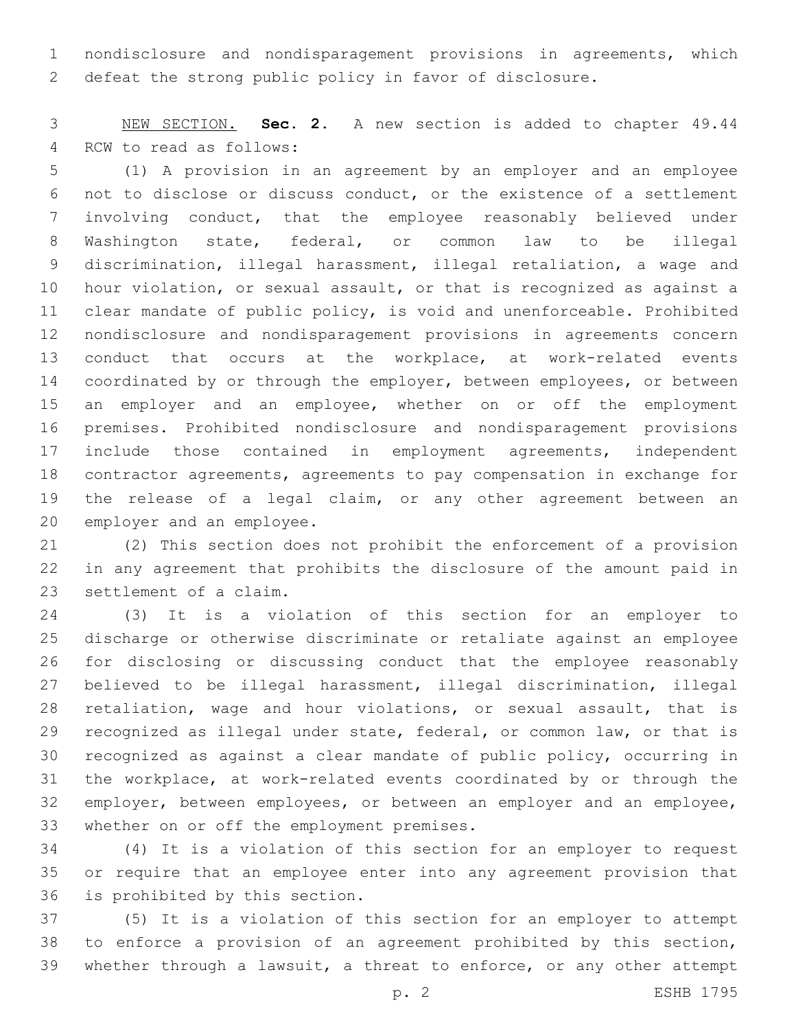nondisclosure and nondisparagement provisions in agreements, which defeat the strong public policy in favor of disclosure.

NEW SECTION. **Sec. 2.** A new section is added to chapter 49.44 RCW to read as follows:

(1) A provision in an agreement by an employer and an employee not to disclose or discuss conduct, or the existence of a settlement involving conduct, that the employee reasonably believed under Washington state, federal, or common law to be illegal discrimination, illegal harassment, illegal retaliation, a wage and hour violation, or sexual assault, or that is recognized as against a clear mandate of public policy, is void and unenforceable. Prohibited nondisclosure and nondisparagement provisions in agreements concern conduct that occurs at the workplace, at work-related events coordinated by or through the employer, between employees, or between an employer and an employee, whether on or off the employment premises. Prohibited nondisclosure and nondisparagement provisions include those contained in employment agreements, independent contractor agreements, agreements to pay compensation in exchange for the release of a legal claim, or any other agreement between an employer and an employee.

(2) This section does not prohibit the enforcement of a provision in any agreement that prohibits the disclosure of the amount paid in settlement of a claim.

(3) It is a violation of this section for an employer to discharge or otherwise discriminate or retaliate against an employee for disclosing or discussing conduct that the employee reasonably believed to be illegal harassment, illegal discrimination, illegal retaliation, wage and hour violations, or sexual assault, that is recognized as illegal under state, federal, or common law, or that is recognized as against a clear mandate of public policy, occurring in the workplace, at work-related events coordinated by or through the employer, between employees, or between an employer and an employee, whether on or off the employment premises.

(4) It is a violation of this section for an employer to request or require that an employee enter into any agreement provision that is prohibited by this section.

(5) It is a violation of this section for an employer to attempt to enforce a provision of an agreement prohibited by this section, whether through a lawsuit, a threat to enforce, or any other attempt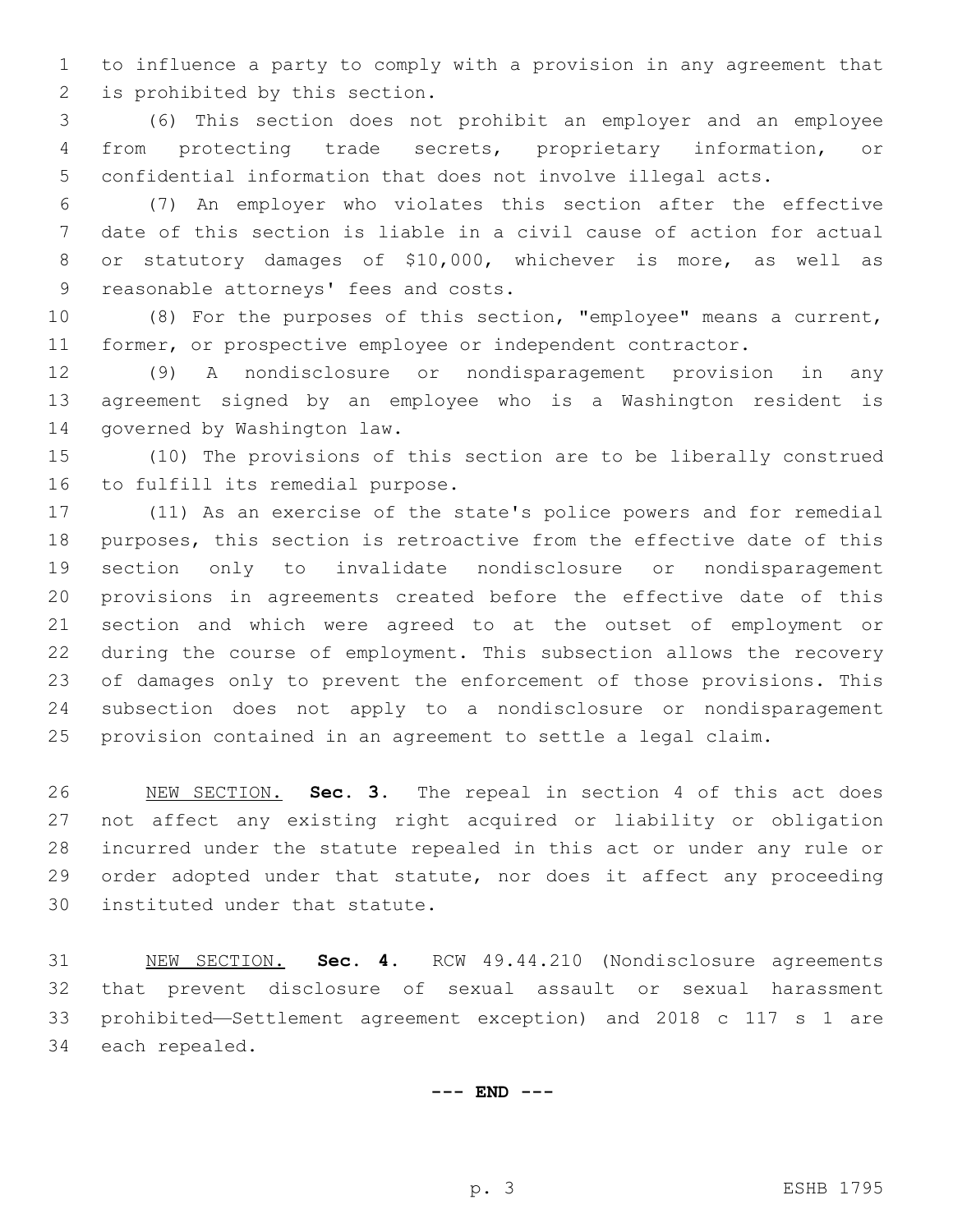to influence a party to comply with a provision in any agreement that is prohibited by this section.

(6) This section does not prohibit an employer and an employee from protecting trade secrets, proprietary information, or confidential information that does not involve illegal acts.

(7) An employer who violates this section after the effective date of this section is liable in a civil cause of action for actual or statutory damages of $10,000, whichever is more, as well as reasonable attorneys' fees and costs.

(8) For the purposes of this section, "employee" means a current, former, or prospective employee or independent contractor.

(9) A nondisclosure or nondisparagement provision in any agreement signed by an employee who is a Washington resident is governed by Washington law.

(10) The provisions of this section are to be liberally construed to fulfill its remedial purpose.

(11) As an exercise of the state's police powers and for remedial purposes, this section is retroactive from the effective date of this section only to invalidate nondisclosure or nondisparagement provisions in agreements created before the effective date of this section and which were agreed to at the outset of employment or during the course of employment. This subsection allows the recovery of damages only to prevent the enforcement of those provisions. This subsection does not apply to a nondisclosure or nondisparagement provision contained in an agreement to settle a legal claim.

NEW SECTION. **Sec. 3.** The repeal in section 4 of this act does not affect any existing right acquired or liability or obligation incurred under the statute repealed in this act or under any rule or order adopted under that statute, nor does it affect any proceeding instituted under that statute.

NEW SECTION. **Sec. 4.** RCW 49.44.210 (Nondisclosure agreements that prevent disclosure of sexual assault or sexual harassment prohibited—Settlement agreement exception) and 2018 c 117 s 1 are each repealed.

**--- END ---**